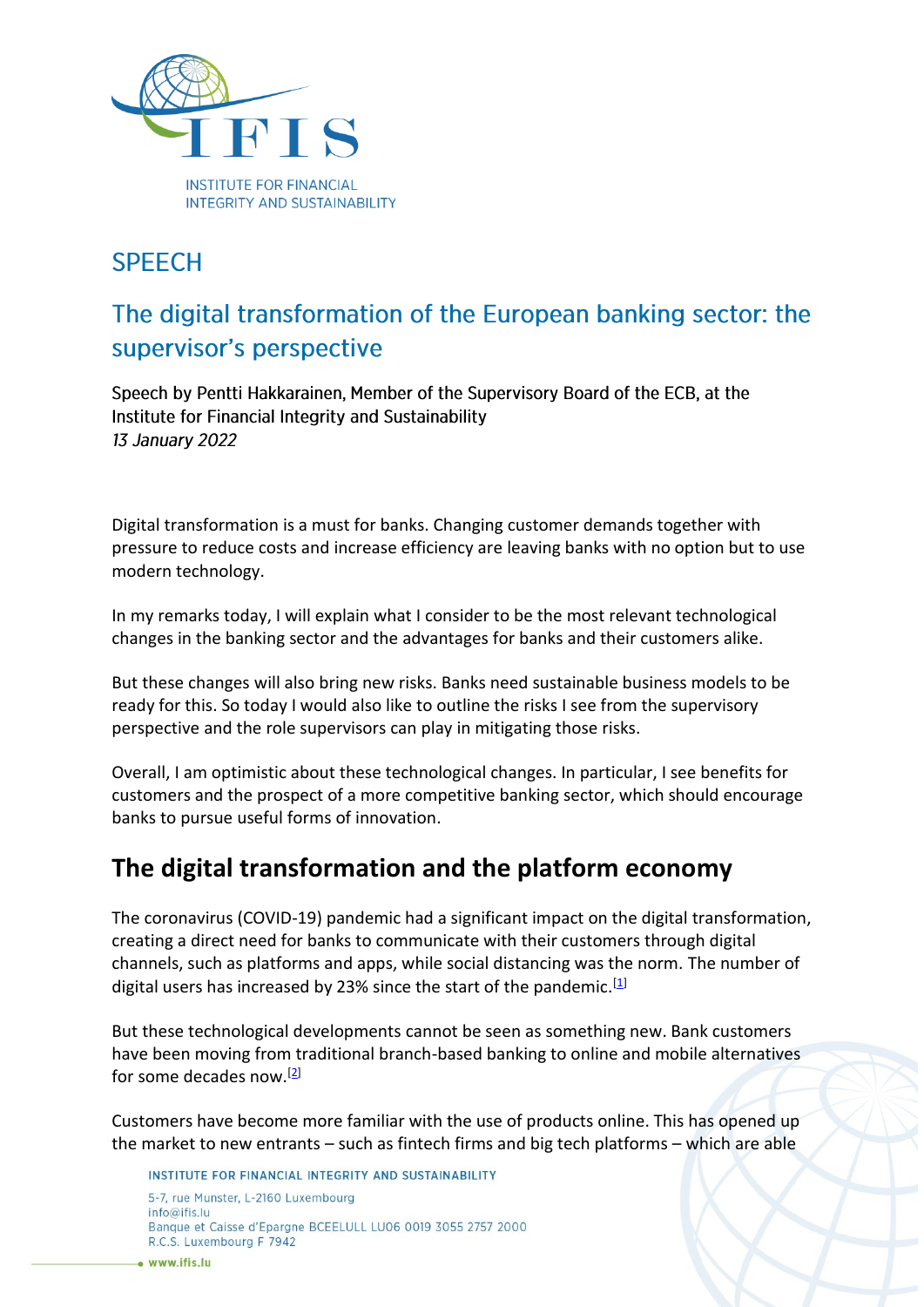# SPEECH

## The digital transformation of the European banking sector: the supervisor's perspective

Speech by Pentti Hakkarainen, Member of the Supervisory Board of the ECB, at the Institute for Financial Integrity and Sustainability
*13 January 2022*

Digital transformation is a must for banks. Changing customer demands together with pressure to reduce costs and increase efficiency are leaving banks with no option but to use modern technology.

In my remarks today, I will explain what I consider to be the most relevant technological changes in the banking sector and the advantages for banks and their customers alike.

But these changes will also bring new risks. Banks need sustainable business models to be ready for this. So today I would also like to outline the risks I see from the supervisory perspective and the role supervisors can play in mitigating those risks.

Overall, I am optimistic about these technological changes. In particular, I see benefits for customers and the prospect of a more competitive banking sector, which should encourage banks to pursue useful forms of innovation.

## The digital transformation and the platform economy

The coronavirus (COVID-19) pandemic had a significant impact on the digital transformation, creating a direct need for banks to communicate with their customers through digital channels, such as platforms and apps, while social distancing was the norm. The number of digital users has increased by 23% since the start of the pandemic.[1]

But these technological developments cannot be seen as something new. Bank customers have been moving from traditional branch-based banking to online and mobile alternatives for some decades now.[2]

Customers have become more familiar with the use of products online. This has opened up the market to new entrants – such as fintech firms and big tech platforms – which are able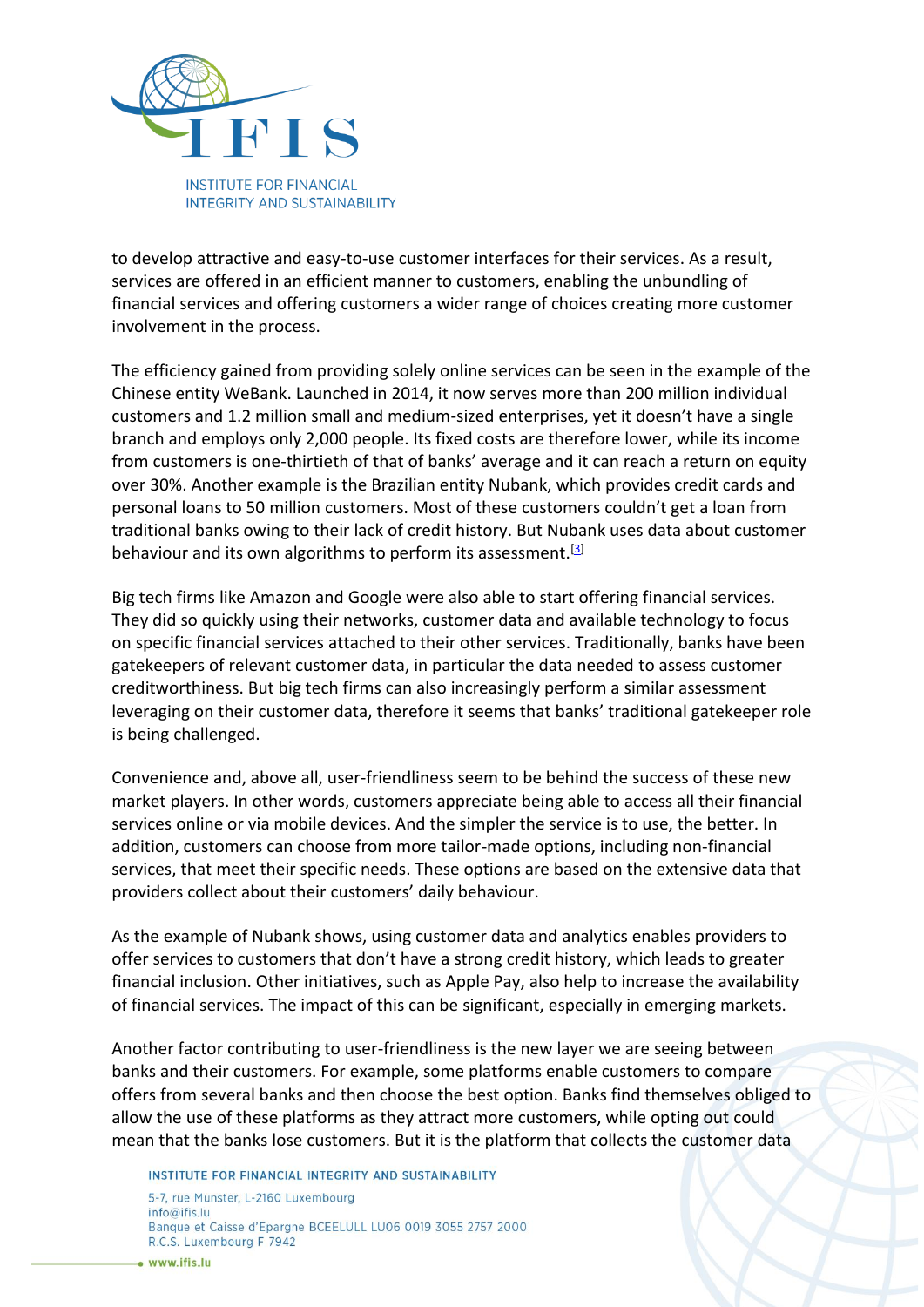to develop attractive and easy-to-use customer interfaces for their services. As a result, services are offered in an efficient manner to customers, enabling the unbundling of financial services and offering customers a wider range of choices creating more customer involvement in the process.

The efficiency gained from providing solely online services can be seen in the example of the Chinese entity WeBank. Launched in 2014, it now serves more than 200 million individual customers and 1.2 million small and medium-sized enterprises, yet it doesn't have a single branch and employs only 2,000 people. Its fixed costs are therefore lower, while its income from customers is one-thirtieth of that of banks' average and it can reach a return on equity over 30%. Another example is the Brazilian entity Nubank, which provides credit cards and personal loans to 50 million customers. Most of these customers couldn't get a loan from traditional banks owing to their lack of credit history. But Nubank uses data about customer behaviour and its own algorithms to perform its assessment.[3]

Big tech firms like Amazon and Google were also able to start offering financial services. They did so quickly using their networks, customer data and available technology to focus on specific financial services attached to their other services. Traditionally, banks have been gatekeepers of relevant customer data, in particular the data needed to assess customer creditworthiness. But big tech firms can also increasingly perform a similar assessment leveraging on their customer data, therefore it seems that banks' traditional gatekeeper role is being challenged.

Convenience and, above all, user-friendliness seem to be behind the success of these new market players. In other words, customers appreciate being able to access all their financial services online or via mobile devices. And the simpler the service is to use, the better. In addition, customers can choose from more tailor-made options, including non-financial services, that meet their specific needs. These options are based on the extensive data that providers collect about their customers' daily behaviour.

As the example of Nubank shows, using customer data and analytics enables providers to offer services to customers that don't have a strong credit history, which leads to greater financial inclusion. Other initiatives, such as Apple Pay, also help to increase the availability of financial services. The impact of this can be significant, especially in emerging markets.

Another factor contributing to user-friendliness is the new layer we are seeing between banks and their customers. For example, some platforms enable customers to compare offers from several banks and then choose the best option. Banks find themselves obliged to allow the use of these platforms as they attract more customers, while opting out could mean that the banks lose customers. But it is the platform that collects the customer data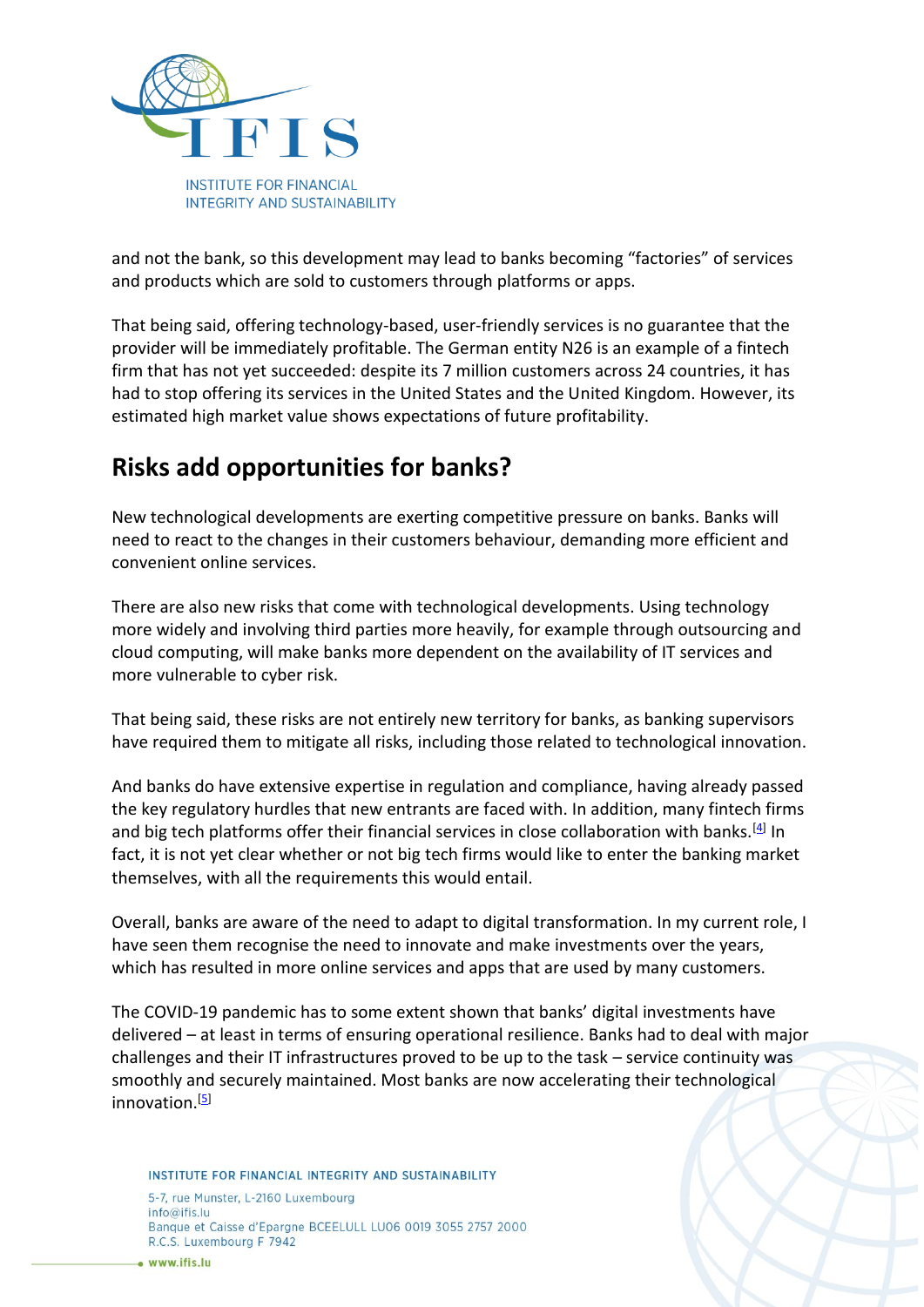and not the bank, so this development may lead to banks becoming “factories” of services and products which are sold to customers through platforms or apps.

That being said, offering technology-based, user-friendly services is no guarantee that the provider will be immediately profitable. The German entity N26 is an example of a fintech firm that has not yet succeeded: despite its 7 million customers across 24 countries, it has had to stop offering its services in the United States and the United Kingdom. However, its estimated high market value shows expectations of future profitability.

## Risks add opportunities for banks?

New technological developments are exerting competitive pressure on banks. Banks will need to react to the changes in their customers behaviour, demanding more efficient and convenient online services.

There are also new risks that come with technological developments. Using technology more widely and involving third parties more heavily, for example through outsourcing and cloud computing, will make banks more dependent on the availability of IT services and more vulnerable to cyber risk.

That being said, these risks are not entirely new territory for banks, as banking supervisors have required them to mitigate all risks, including those related to technological innovation.

And banks do have extensive expertise in regulation and compliance, having already passed the key regulatory hurdles that new entrants are faced with. In addition, many fintech firms and big tech platforms offer their financial services in close collaboration with banks.[4] In fact, it is not yet clear whether or not big tech firms would like to enter the banking market themselves, with all the requirements this would entail.

Overall, banks are aware of the need to adapt to digital transformation. In my current role, I have seen them recognise the need to innovate and make investments over the years, which has resulted in more online services and apps that are used by many customers.

The COVID-19 pandemic has to some extent shown that banks’ digital investments have delivered – at least in terms of ensuring operational resilience. Banks had to deal with major challenges and their IT infrastructures proved to be up to the task – service continuity was smoothly and securely maintained. Most banks are now accelerating their technological innovation.[5]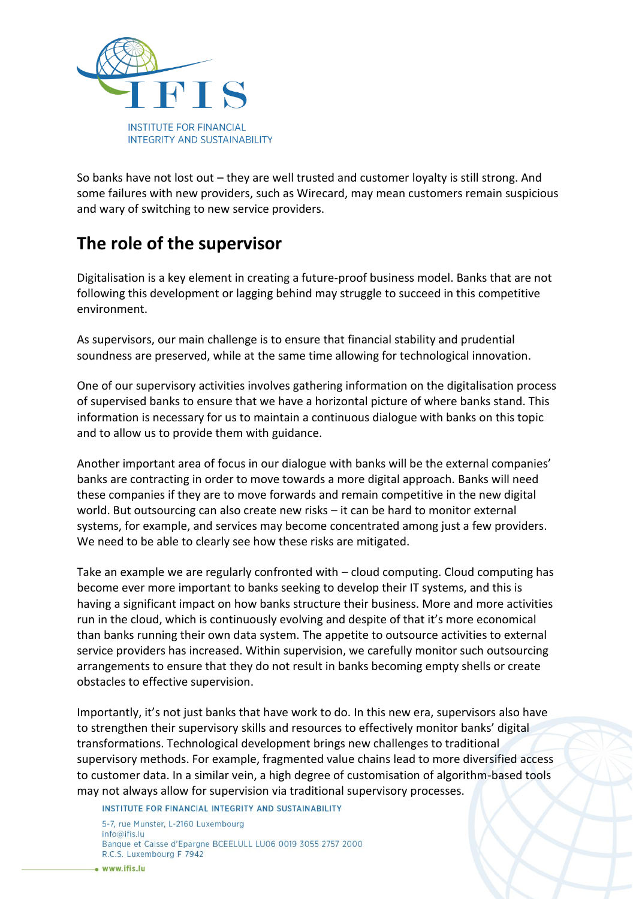So banks have not lost out – they are well trusted and customer loyalty is still strong. And some failures with new providers, such as Wirecard, may mean customers remain suspicious and wary of switching to new service providers.

## The role of the supervisor

Digitalisation is a key element in creating a future-proof business model. Banks that are not following this development or lagging behind may struggle to succeed in this competitive environment.

As supervisors, our main challenge is to ensure that financial stability and prudential soundness are preserved, while at the same time allowing for technological innovation.

One of our supervisory activities involves gathering information on the digitalisation process of supervised banks to ensure that we have a horizontal picture of where banks stand. This information is necessary for us to maintain a continuous dialogue with banks on this topic and to allow us to provide them with guidance.

Another important area of focus in our dialogue with banks will be the external companies' banks are contracting in order to move towards a more digital approach. Banks will need these companies if they are to move forwards and remain competitive in the new digital world. But outsourcing can also create new risks – it can be hard to monitor external systems, for example, and services may become concentrated among just a few providers. We need to be able to clearly see how these risks are mitigated.

Take an example we are regularly confronted with – cloud computing. Cloud computing has become ever more important to banks seeking to develop their IT systems, and this is having a significant impact on how banks structure their business. More and more activities run in the cloud, which is continuously evolving and despite of that it's more economical than banks running their own data system. The appetite to outsource activities to external service providers has increased. Within supervision, we carefully monitor such outsourcing arrangements to ensure that they do not result in banks becoming empty shells or create obstacles to effective supervision.

Importantly, it's not just banks that have work to do. In this new era, supervisors also have to strengthen their supervisory skills and resources to effectively monitor banks' digital transformations. Technological development brings new challenges to traditional supervisory methods. For example, fragmented value chains lead to more diversified access to customer data. In a similar vein, a high degree of customisation of algorithm-based tools may not always allow for supervision via traditional supervisory processes.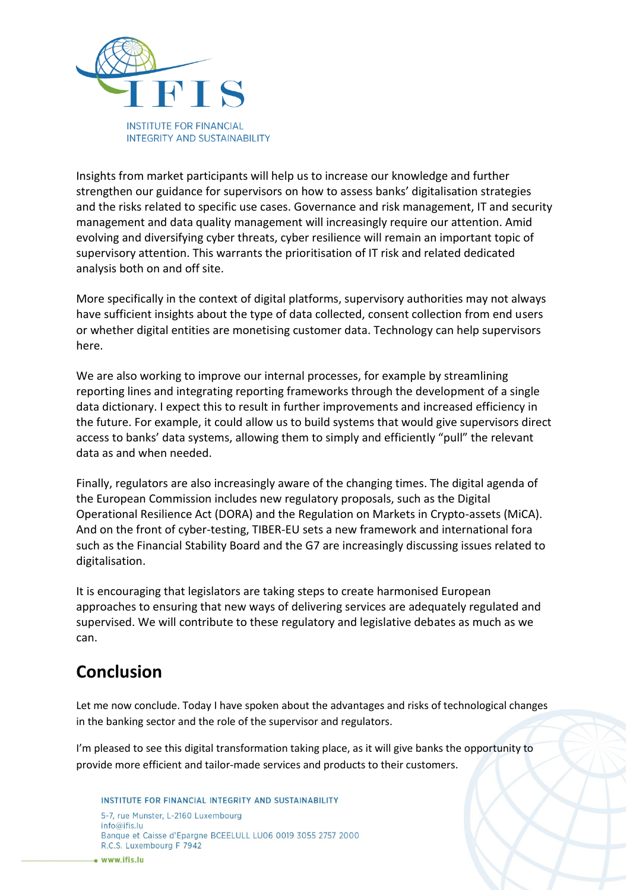Insights from market participants will help us to increase our knowledge and further strengthen our guidance for supervisors on how to assess banks' digitalisation strategies and the risks related to specific use cases. Governance and risk management, IT and security management and data quality management will increasingly require our attention. Amid evolving and diversifying cyber threats, cyber resilience will remain an important topic of supervisory attention. This warrants the prioritisation of IT risk and related dedicated analysis both on and off site.

More specifically in the context of digital platforms, supervisory authorities may not always have sufficient insights about the type of data collected, consent collection from end users or whether digital entities are monetising customer data. Technology can help supervisors here.

We are also working to improve our internal processes, for example by streamlining reporting lines and integrating reporting frameworks through the development of a single data dictionary. I expect this to result in further improvements and increased efficiency in the future. For example, it could allow us to build systems that would give supervisors direct access to banks' data systems, allowing them to simply and efficiently "pull" the relevant data as and when needed.

Finally, regulators are also increasingly aware of the changing times. The digital agenda of the European Commission includes new regulatory proposals, such as the Digital Operational Resilience Act (DORA) and the Regulation on Markets in Crypto-assets (MiCA). And on the front of cyber-testing, TIBER-EU sets a new framework and international fora such as the Financial Stability Board and the G7 are increasingly discussing issues related to digitalisation.

It is encouraging that legislators are taking steps to create harmonised European approaches to ensuring that new ways of delivering services are adequately regulated and supervised. We will contribute to these regulatory and legislative debates as much as we can.

## Conclusion

Let me now conclude. Today I have spoken about the advantages and risks of technological changes in the banking sector and the role of the supervisor and regulators.

I'm pleased to see this digital transformation taking place, as it will give banks the opportunity to provide more efficient and tailor-made services and products to their customers.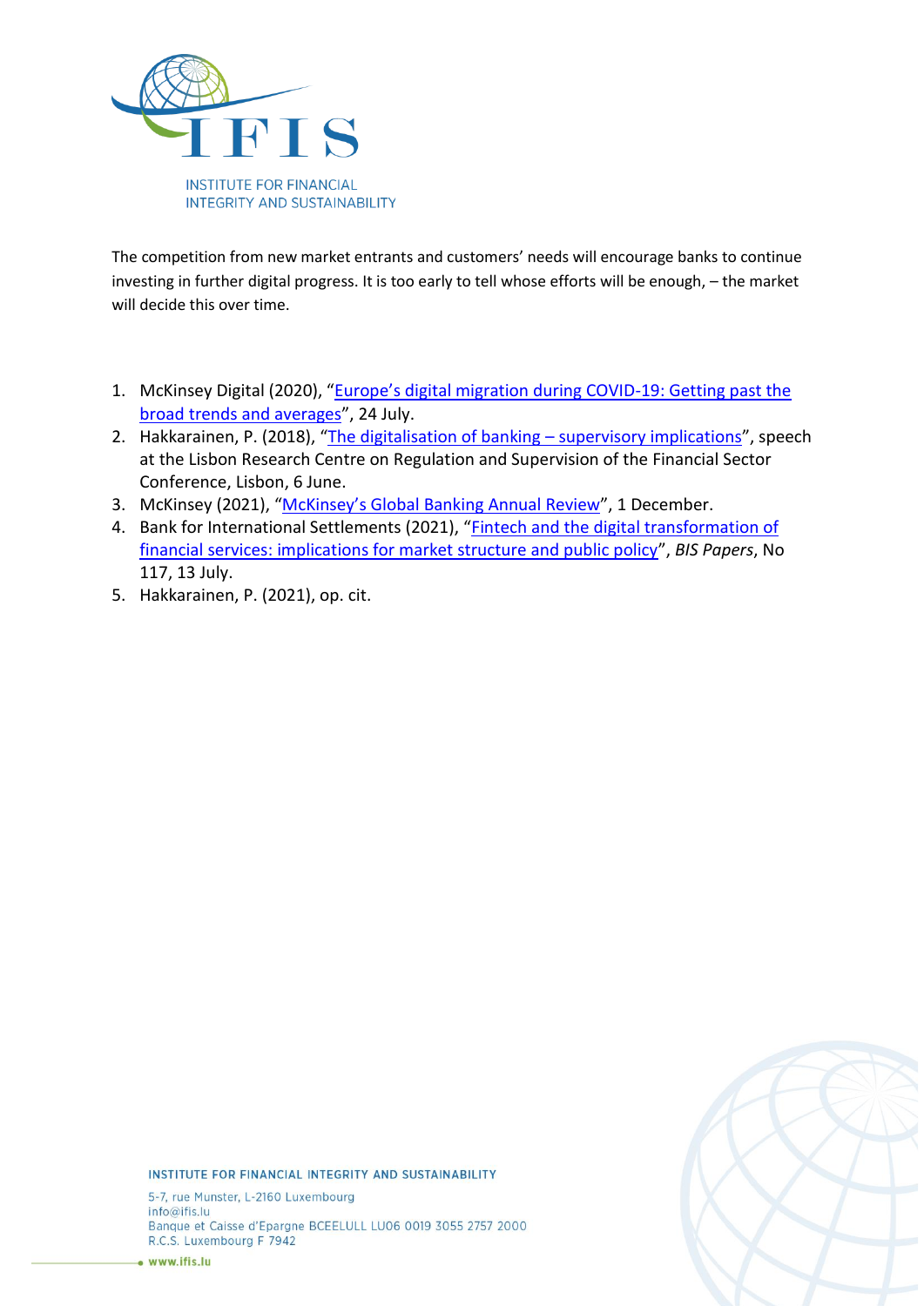The competition from new market entrants and customers' needs will encourage banks to continue investing in further digital progress. It is too early to tell whose efforts will be enough, – the market will decide this over time.

1. McKinsey Digital (2020), "Europe's digital migration during COVID-19: Getting past the broad trends and averages", 24 July.
2. Hakkarainen, P. (2018), "The digitalisation of banking – supervisory implications", speech at the Lisbon Research Centre on Regulation and Supervision of the Financial Sector Conference, Lisbon, 6 June.
3. McKinsey (2021), "McKinsey's Global Banking Annual Review", 1 December.
4. Bank for International Settlements (2021), "Fintech and the digital transformation of financial services: implications for market structure and public policy", *BIS Papers*, No 117, 13 July.
5. Hakkarainen, P. (2021), op. cit.